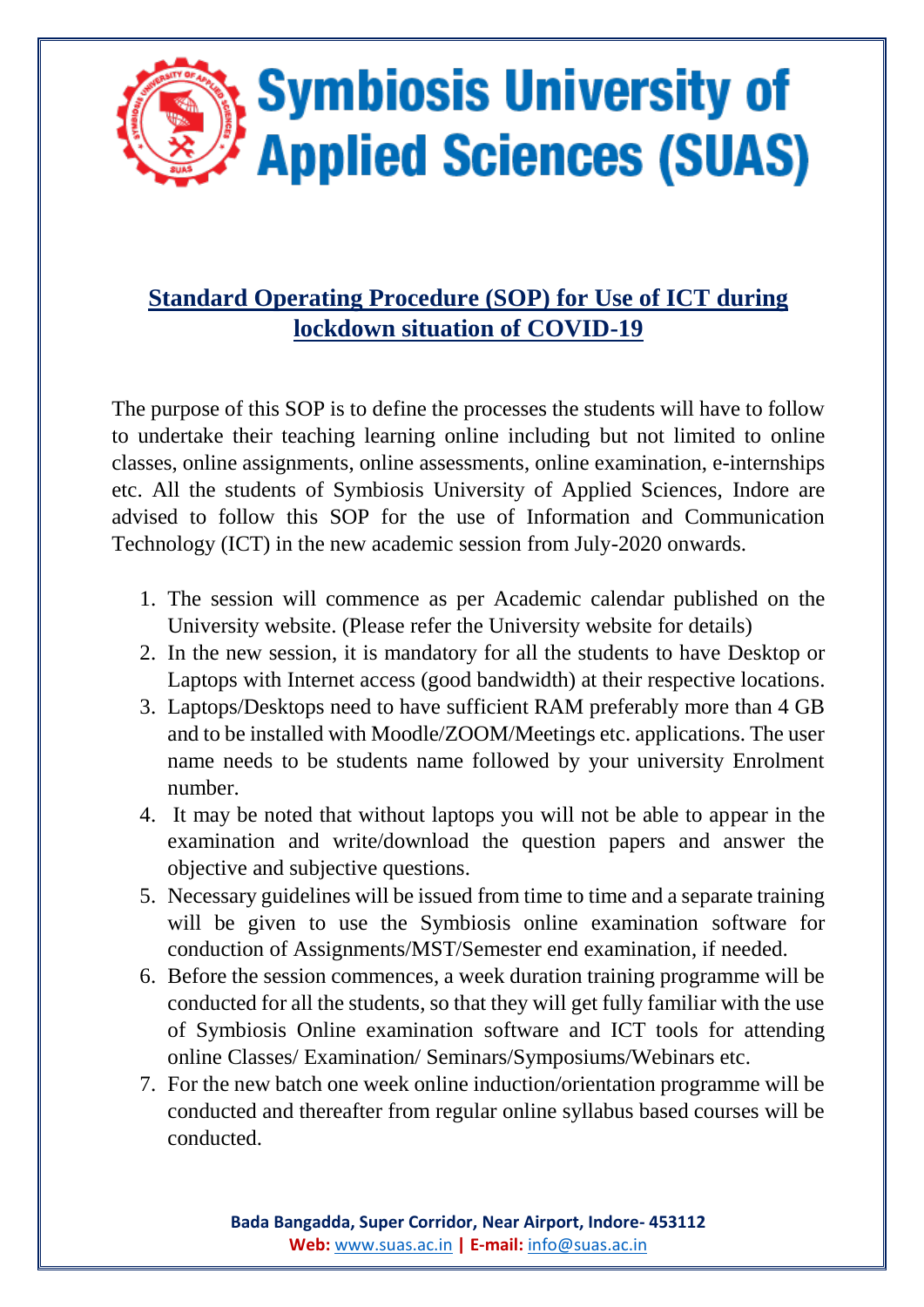# Symbiosis University of Applied Sciences (SUAS)

## Standard Operating Procedure (SOP) for Use of ICT during lockdown situation of COVID-19

The purpose of this SOP is to define the processes the students will have to follow to undertake their teaching learning online including but not limited to online classes, online assignments, online assessments, online examination, e-internships etc. All the students of Symbiosis University of Applied Sciences, Indore are advised to follow this SOP for the use of Information and Communication Technology (ICT) in the new academic session from July-2020 onwards.

1. The session will commence as per Academic calendar published on the University website. (Please refer the University website for details)
2. In the new session, it is mandatory for all the students to have Desktop or Laptops with Internet access (good bandwidth) at their respective locations.
3. Laptops/Desktops need to have sufficient RAM preferably more than 4 GB and to be installed with Moodle/ZOOM/Meetings etc. applications. The user name needs to be students name followed by your university Enrolment number.
4. It may be noted that without laptops you will not be able to appear in the examination and write/download the question papers and answer the objective and subjective questions.
5. Necessary guidelines will be issued from time to time and a separate training will be given to use the Symbiosis online examination software for conduction of Assignments/MST/Semester end examination, if needed.
6. Before the session commences, a week duration training programme will be conducted for all the students, so that they will get fully familiar with the use of Symbiosis Online examination software and ICT tools for attending online Classes/ Examination/ Seminars/Symposiums/Webinars etc.
7. For the new batch one week online induction/orientation programme will be conducted and thereafter from regular online syllabus based courses will be conducted.

**Bada Bangadda, Super Corridor, Near Airport, Indore- 453112**
**Web:** www.suas.ac.in | **E-mail:** info@suas.ac.in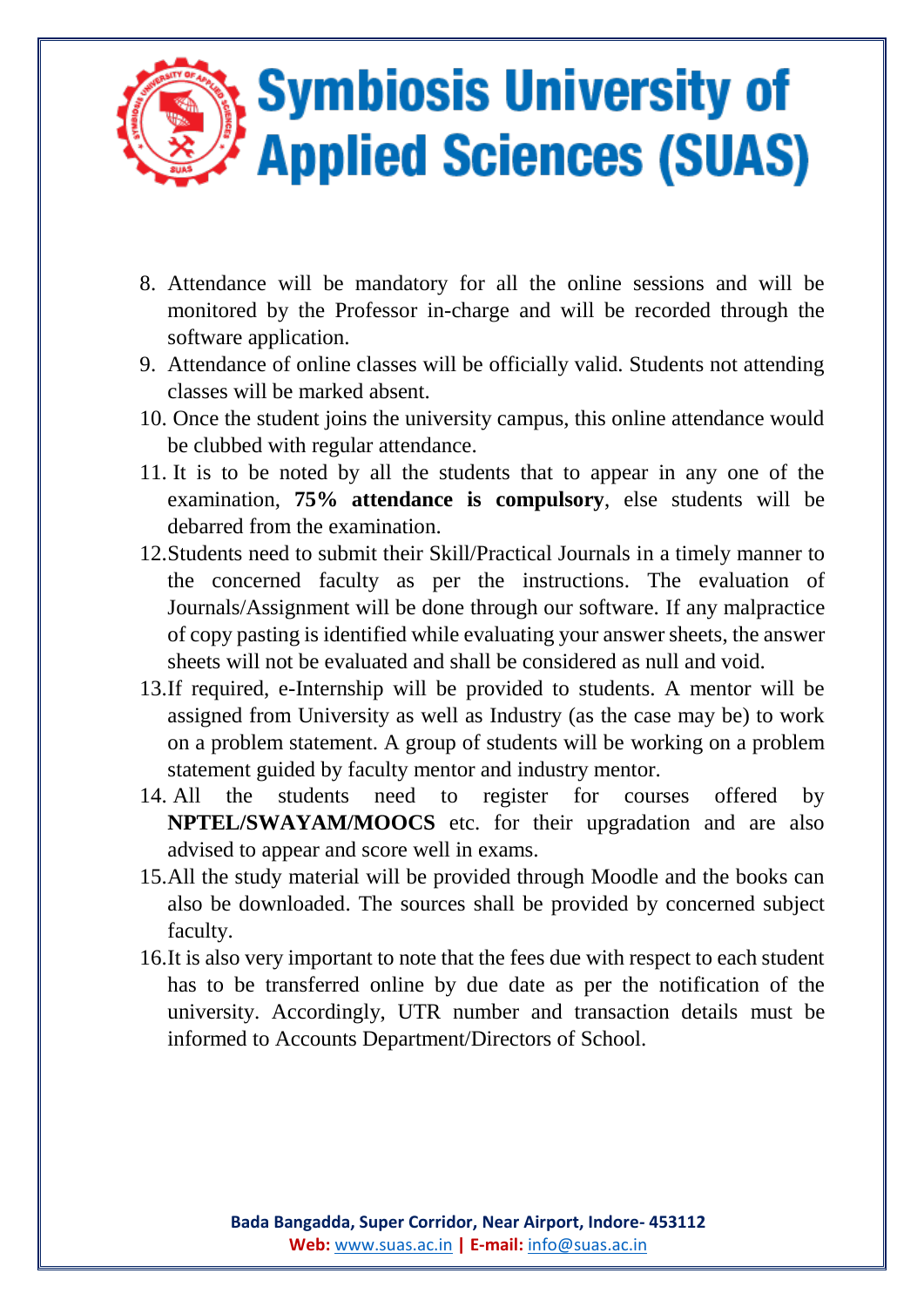8. Attendance will be mandatory for all the online sessions and will be monitored by the Professor in-charge and will be recorded through the software application.
9. Attendance of online classes will be officially valid. Students not attending classes will be marked absent.
10. Once the student joins the university campus, this online attendance would be clubbed with regular attendance.
11. It is to be noted by all the students that to appear in any one of the examination, **75% attendance is compulsory**, else students will be debarred from the examination.
12. Students need to submit their Skill/Practical Journals in a timely manner to the concerned faculty as per the instructions. The evaluation of Journals/Assignment will be done through our software. If any malpractice of copy pasting is identified while evaluating your answer sheets, the answer sheets will not be evaluated and shall be considered as null and void.
13. If required, e-Internship will be provided to students. A mentor will be assigned from University as well as Industry (as the case may be) to work on a problem statement. A group of students will be working on a problem statement guided by faculty mentor and industry mentor.
14. All the students need to register for courses offered by **NPTEL/SWAYAM/MOOCS** etc. for their upgradation and are also advised to appear and score well in exams.
15. All the study material will be provided through Moodle and the books can also be downloaded. The sources shall be provided by concerned subject faculty.
16. It is also very important to note that the fees due with respect to each student has to be transferred online by due date as per the notification of the university. Accordingly, UTR number and transaction details must be informed to Accounts Department/Directors of School.